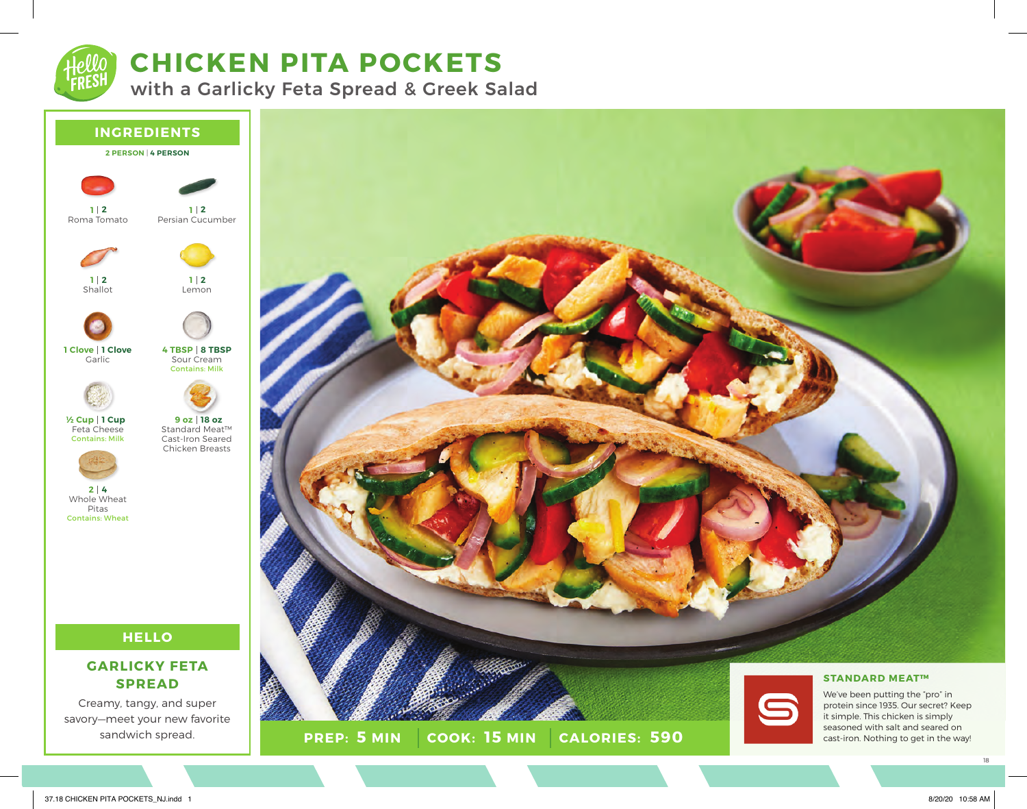# CHICKEN PITA POCKETS

## with a Garlicky Feta Spread & Greek Salad

## INGREDIENTS

**2 PERSON | 4 PERSON**

- **1 | 2** Roma Tomato
- **1 | 2** Persian Cucumber
- **1 | 2** Shallot
- **1 | 2** Lemon
- **1 Clove | 1 Clove** Garlic
- **4 TBSP | 8 TBSP** Sour Cream — Contains: Milk
- **½ Cup | 1 Cup** Feta Cheese — Contains: Milk
- **9 oz | 18 oz** Standard Meat™ Cast-Iron Seared Chicken Breasts
- **2 | 4** Whole Wheat Pitas — Contains: Wheat

## HELLO

### GARLICKY FETA SPREAD

Creamy, tangy, and super savory—meet your new favorite sandwich spread.

**PREP: 5 MIN | COOK: 15 MIN | CALORIES: 590**

### STANDARD MEAT™

We've been putting the "pro" in protein since 1935. Our secret? Keep it simple. This chicken is simply seasoned with salt and seared on cast-iron. Nothing to get in the way!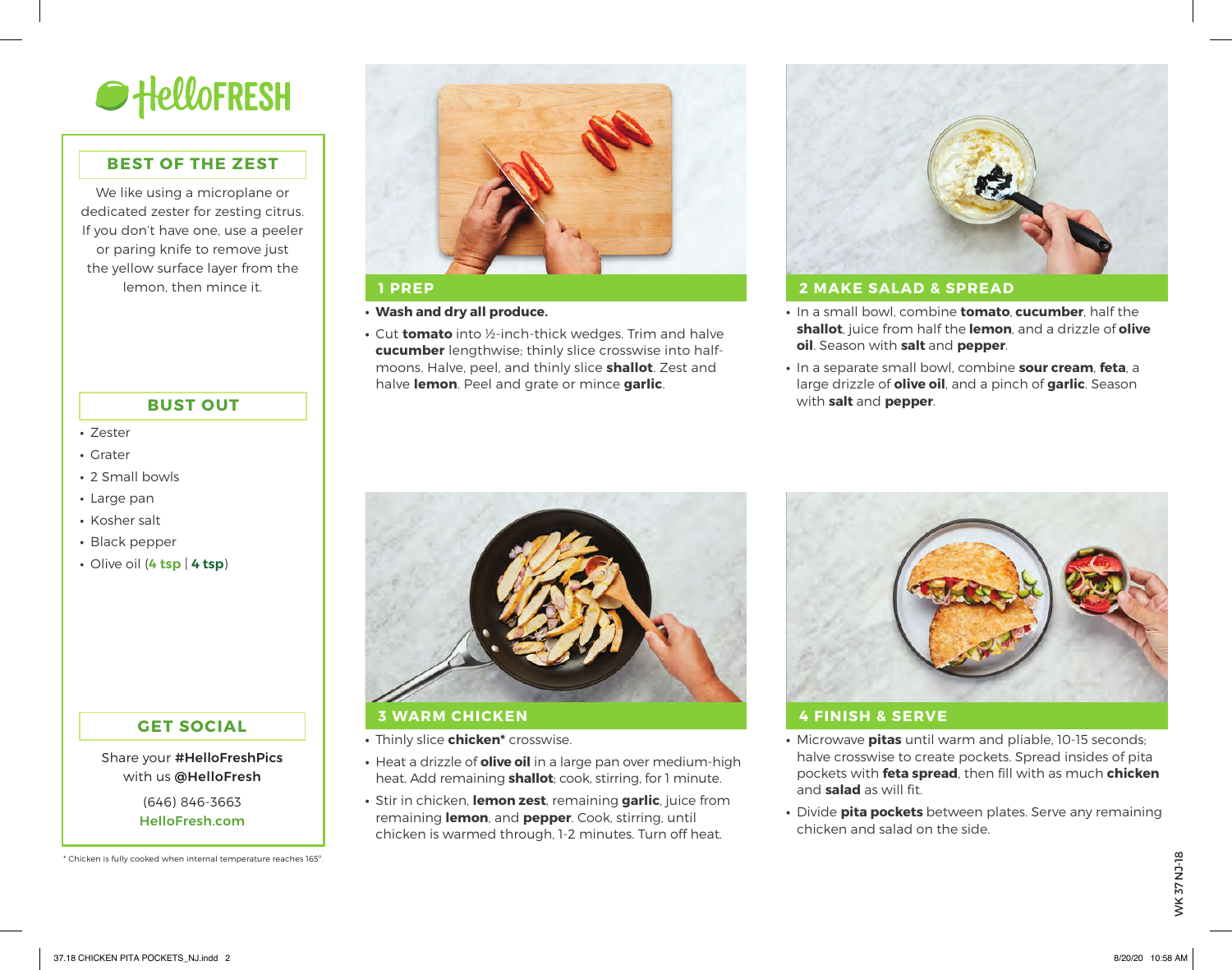# HelloFRESH

## BEST OF THE ZEST

We like using a microplane or dedicated zester for zesting citrus. If you don't have one, use a peeler or paring knife to remove just the yellow surface layer from the lemon, then mince it.

## BUST OUT

- Zester
- Grater
- 2 Small bowls
- Large pan
- Kosher salt
- Black pepper
- Olive oil (**4 tsp** | **4 tsp**)

## GET SOCIAL

Share your **#HelloFreshPics** with us **@HelloFresh**

(646) 846-3663

HelloFresh.com

\* Chicken is fully cooked when internal temperature reaches 165°.

## 1 PREP

- **Wash and dry all produce.**
- Cut **tomato** into ½-inch-thick wedges. Trim and halve **cucumber** lengthwise; thinly slice crosswise into half-moons. Halve, peel, and thinly slice **shallot**. Zest and halve **lemon**. Peel and grate or mince **garlic**.

## 2 MAKE SALAD & SPREAD

- In a small bowl, combine **tomato**, **cucumber**, half the **shallot**, juice from half the **lemon**, and a drizzle of **olive oil**. Season with **salt** and **pepper**.
- In a separate small bowl, combine **sour cream**, **feta**, a large drizzle of **olive oil**, and a pinch of **garlic**. Season with **salt** and **pepper**.

## 3 WARM CHICKEN

- Thinly slice **chicken*** crosswise.
- Heat a drizzle of **olive oil** in a large pan over medium-high heat. Add remaining **shallot**; cook, stirring, for 1 minute.
- Stir in chicken, **lemon zest**, remaining **garlic**, juice from remaining **lemon**, and **pepper**. Cook, stirring, until chicken is warmed through, 1-2 minutes. Turn off heat.

## 4 FINISH & SERVE

- Microwave **pitas** until warm and pliable, 10-15 seconds; halve crosswise to create pockets. Spread insides of pita pockets with **feta spread**, then fill with as much **chicken** and **salad** as will fit.
- Divide **pita pockets** between plates. Serve any remaining chicken and salad on the side.

WK 37 NJ-18